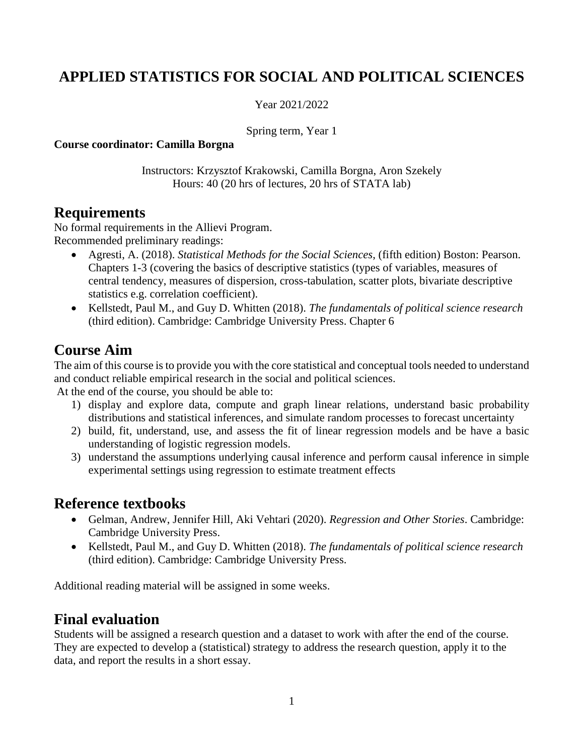# APPLIED STATISTICS FOR SOCIAL AND POLITICAL SCIENCES

Year 2021/2022

Spring term, Year 1

**Course coordinator: Camilla Borgna**

Instructors: Krzysztof Krakowski, Camilla Borgna, Aron Szekely
Hours: 40 (20 hrs of lectures, 20 hrs of STATA lab)

## Requirements

No formal requirements in the Allievi Program.
Recommended preliminary readings:

- Agresti, A. (2018). *Statistical Methods for the Social Sciences*, (fifth edition) Boston: Pearson. Chapters 1-3 (covering the basics of descriptive statistics (types of variables, measures of central tendency, measures of dispersion, cross-tabulation, scatter plots, bivariate descriptive statistics e.g. correlation coefficient).
- Kellstedt, Paul M., and Guy D. Whitten (2018). *The fundamentals of political science research* (third edition). Cambridge: Cambridge University Press. Chapter 6

## Course Aim

The aim of this course is to provide you with the core statistical and conceptual tools needed to understand and conduct reliable empirical research in the social and political sciences.
At the end of the course, you should be able to:

1) display and explore data, compute and graph linear relations, understand basic probability distributions and statistical inferences, and simulate random processes to forecast uncertainty
2) build, fit, understand, use, and assess the fit of linear regression models and be have a basic understanding of logistic regression models.
3) understand the assumptions underlying causal inference and perform causal inference in simple experimental settings using regression to estimate treatment effects

## Reference textbooks

- Gelman, Andrew, Jennifer Hill, Aki Vehtari (2020). *Regression and Other Stories*. Cambridge: Cambridge University Press.
- Kellstedt, Paul M., and Guy D. Whitten (2018). *The fundamentals of political science research* (third edition). Cambridge: Cambridge University Press.

Additional reading material will be assigned in some weeks.

## Final evaluation

Students will be assigned a research question and a dataset to work with after the end of the course. They are expected to develop a (statistical) strategy to address the research question, apply it to the data, and report the results in a short essay.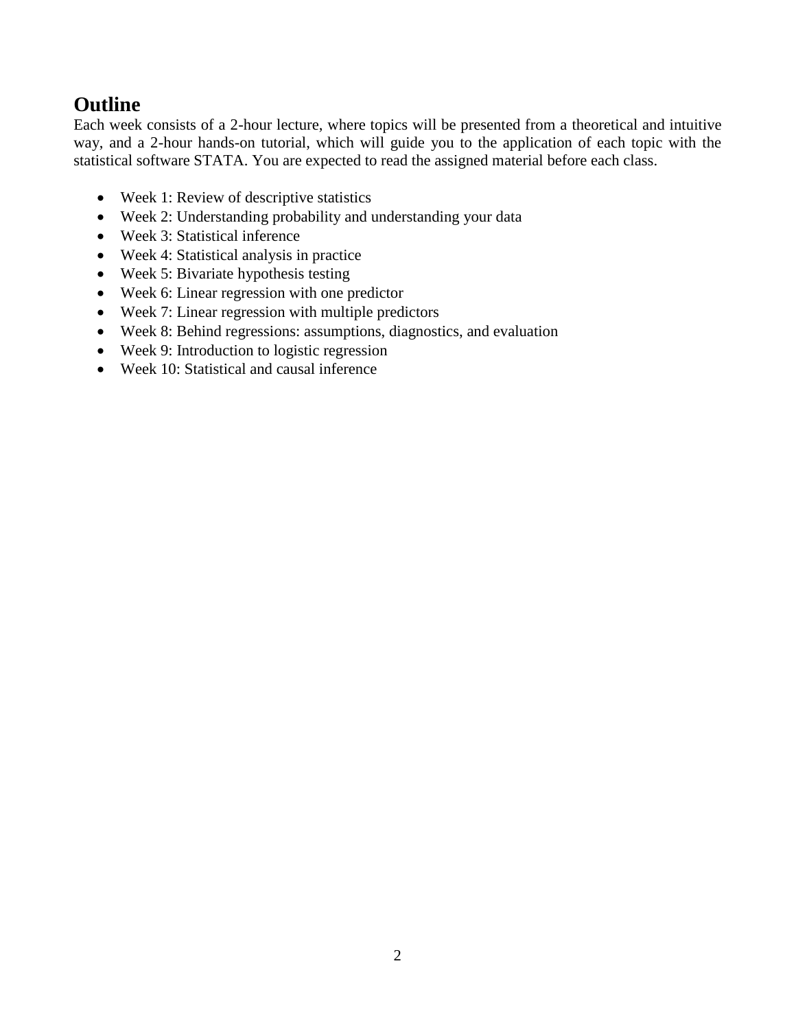## Outline

Each week consists of a 2-hour lecture, where topics will be presented from a theoretical and intuitive way, and a 2-hour hands-on tutorial, which will guide you to the application of each topic with the statistical software STATA. You are expected to read the assigned material before each class.

- Week 1: Review of descriptive statistics
- Week 2: Understanding probability and understanding your data
- Week 3: Statistical inference
- Week 4: Statistical analysis in practice
- Week 5: Bivariate hypothesis testing
- Week 6: Linear regression with one predictor
- Week 7: Linear regression with multiple predictors
- Week 8: Behind regressions: assumptions, diagnostics, and evaluation
- Week 9: Introduction to logistic regression
- Week 10: Statistical and causal inference